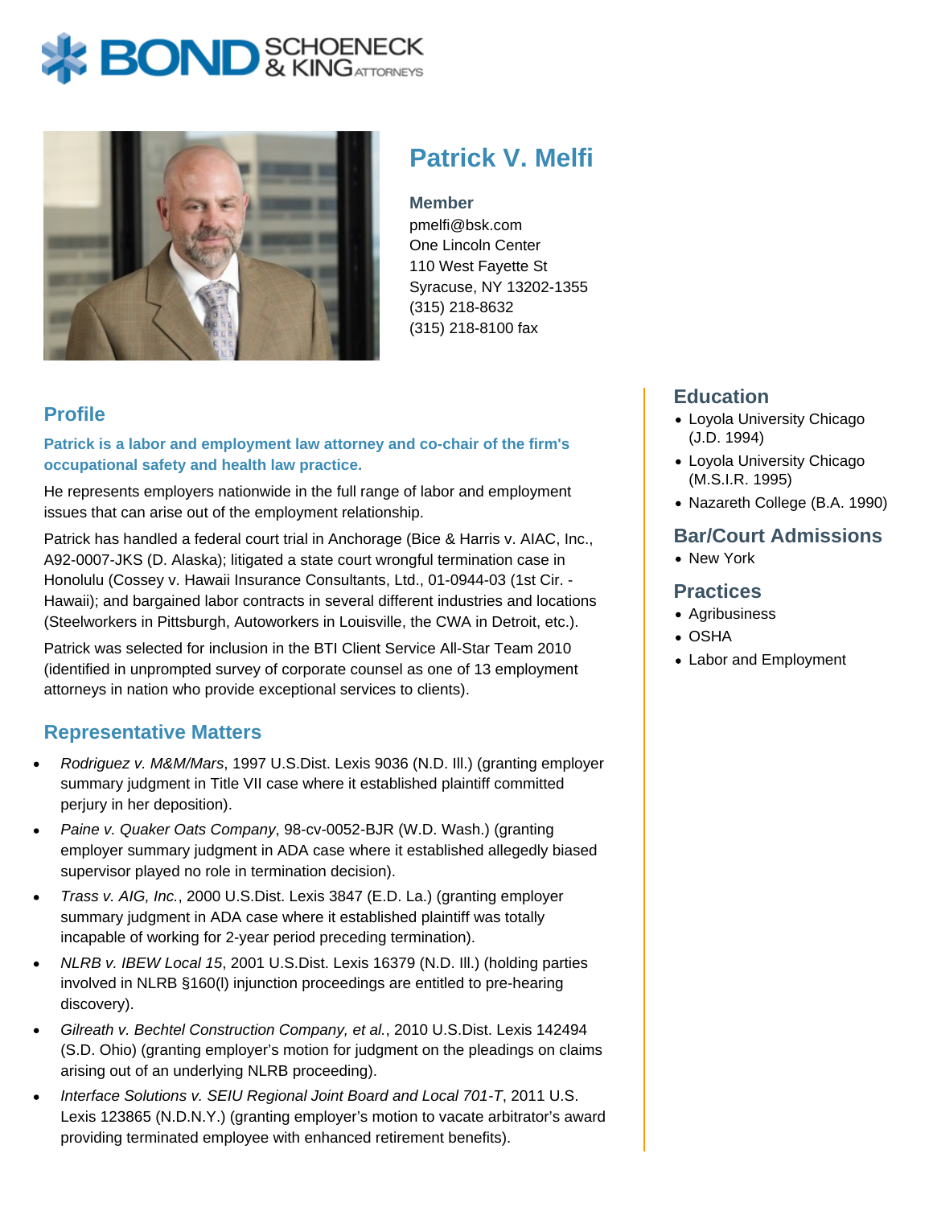BOND SCHOENECK & KING ATTORNEYS

# Patrick V. Melfi

**Member**
pmelfi@bsk.com
One Lincoln Center
110 West Fayette St
Syracuse, NY 13202-1355
(315) 218-8632
(315) 218-8100 fax

## Profile

**Patrick is a labor and employment law attorney and co-chair of the firm's occupational safety and health law practice.**

He represents employers nationwide in the full range of labor and employment issues that can arise out of the employment relationship.

Patrick has handled a federal court trial in Anchorage (Bice & Harris v. AIAC, Inc., A92-0007-JKS (D. Alaska); litigated a state court wrongful termination case in Honolulu (Cossey v. Hawaii Insurance Consultants, Ltd., 01-0944-03 (1st Cir. - Hawaii); and bargained labor contracts in several different industries and locations (Steelworkers in Pittsburgh, Autoworkers in Louisville, the CWA in Detroit, etc.).

Patrick was selected for inclusion in the BTI Client Service All-Star Team 2010 (identified in unprompted survey of corporate counsel as one of 13 employment attorneys in nation who provide exceptional services to clients).

## Representative Matters

- *Rodriguez v. M&M/Mars*, 1997 U.S.Dist. Lexis 9036 (N.D. Ill.) (granting employer summary judgment in Title VII case where it established plaintiff committed perjury in her deposition).
- *Paine v. Quaker Oats Company*, 98-cv-0052-BJR (W.D. Wash.) (granting employer summary judgment in ADA case where it established allegedly biased supervisor played no role in termination decision).
- *Trass v. AIG, Inc.*, 2000 U.S.Dist. Lexis 3847 (E.D. La.) (granting employer summary judgment in ADA case where it established plaintiff was totally incapable of working for 2-year period preceding termination).
- *NLRB v. IBEW Local 15*, 2001 U.S.Dist. Lexis 16379 (N.D. Ill.) (holding parties involved in NLRB §160(l) injunction proceedings are entitled to pre-hearing discovery).
- *Gilreath v. Bechtel Construction Company, et al.*, 2010 U.S.Dist. Lexis 142494 (S.D. Ohio) (granting employer's motion for judgment on the pleadings on claims arising out of an underlying NLRB proceeding).
- *Interface Solutions v. SEIU Regional Joint Board and Local 701-T*, 2011 U.S. Lexis 123865 (N.D.N.Y.) (granting employer's motion to vacate arbitrator's award providing terminated employee with enhanced retirement benefits).

## Education

- Loyola University Chicago (J.D. 1994)
- Loyola University Chicago (M.S.I.R. 1995)
- Nazareth College (B.A. 1990)

## Bar/Court Admissions

- New York

## Practices

- Agribusiness
- OSHA
- Labor and Employment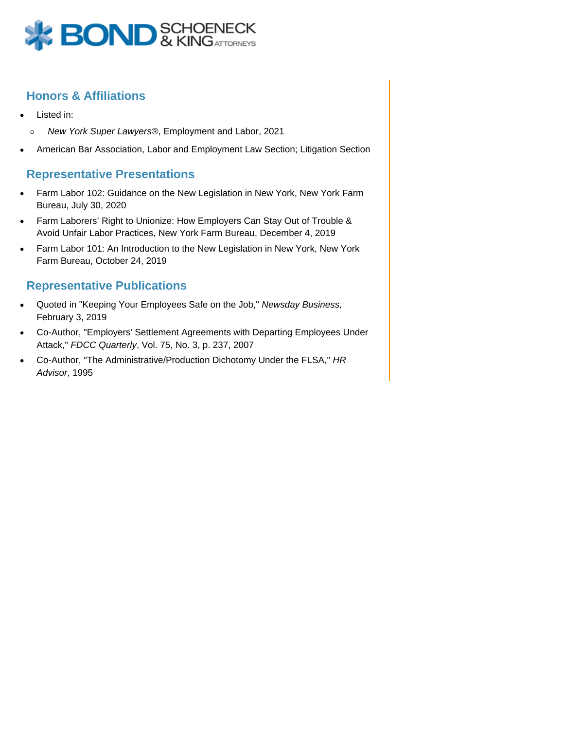## Honors & Affiliations

- Listed in:
  - *New York Super Lawyers*®, Employment and Labor, 2021
- American Bar Association, Labor and Employment Law Section; Litigation Section

## Representative Presentations

- Farm Labor 102: Guidance on the New Legislation in New York, New York Farm Bureau, July 30, 2020
- Farm Laborers' Right to Unionize: How Employers Can Stay Out of Trouble & Avoid Unfair Labor Practices, New York Farm Bureau, December 4, 2019
- Farm Labor 101: An Introduction to the New Legislation in New York, New York Farm Bureau, October 24, 2019

## Representative Publications

- Quoted in "Keeping Your Employees Safe on the Job," *Newsday Business,* February 3, 2019
- Co-Author, "Employers' Settlement Agreements with Departing Employees Under Attack," *FDCC Quarterly*, Vol. 75, No. 3, p. 237, 2007
- Co-Author, "The Administrative/Production Dichotomy Under the FLSA," *HR Advisor*, 1995